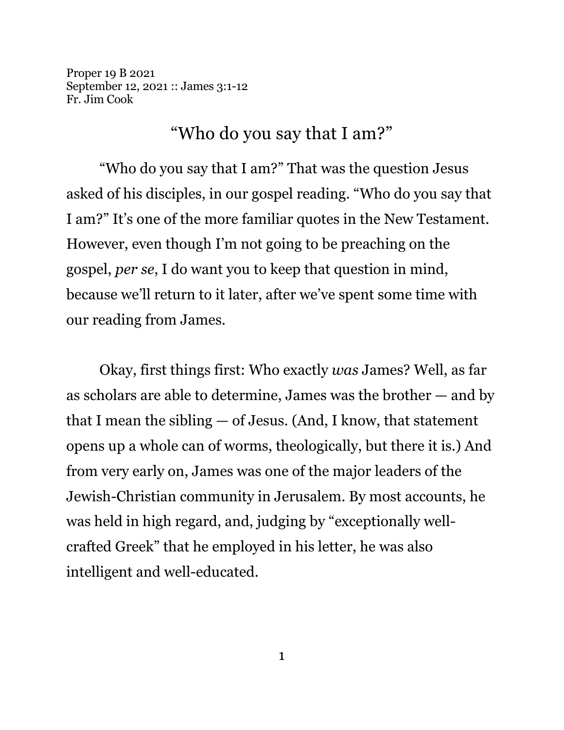Proper 19 B 2021
September 12, 2021 :: James 3:1-12
Fr. Jim Cook

# "Who do you say that I am?"

"Who do you say that I am?" That was the question Jesus asked of his disciples, in our gospel reading. "Who do you say that I am?" It's one of the more familiar quotes in the New Testament. However, even though I'm not going to be preaching on the gospel, *per se*, I do want you to keep that question in mind, because we'll return to it later, after we've spent some time with our reading from James.

Okay, first things first: Who exactly *was* James? Well, as far as scholars are able to determine, James was the brother — and by that I mean the sibling — of Jesus. (And, I know, that statement opens up a whole can of worms, theologically, but there it is.) And from very early on, James was one of the major leaders of the Jewish-Christian community in Jerusalem. By most accounts, he was held in high regard, and, judging by "exceptionally well-crafted Greek" that he employed in his letter, he was also intelligent and well-educated.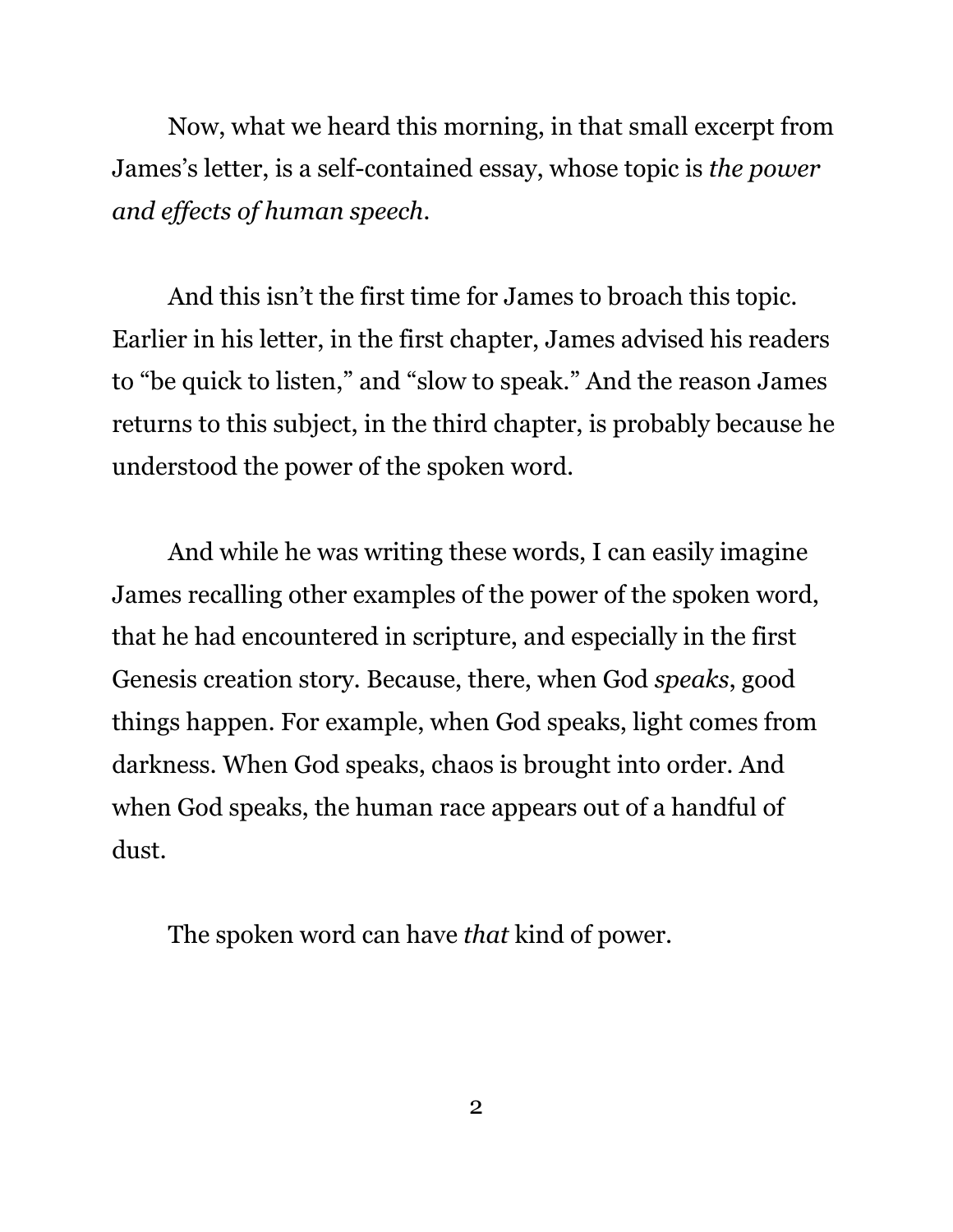Now, what we heard this morning, in that small excerpt from James's letter, is a self-contained essay, whose topic is *the power and effects of human speech*.

And this isn't the first time for James to broach this topic. Earlier in his letter, in the first chapter, James advised his readers to "be quick to listen," and "slow to speak." And the reason James returns to this subject, in the third chapter, is probably because he understood the power of the spoken word.

And while he was writing these words, I can easily imagine James recalling other examples of the power of the spoken word, that he had encountered in scripture, and especially in the first Genesis creation story. Because, there, when God *speaks*, good things happen. For example, when God speaks, light comes from darkness. When God speaks, chaos is brought into order. And when God speaks, the human race appears out of a handful of dust.

The spoken word can have *that* kind of power.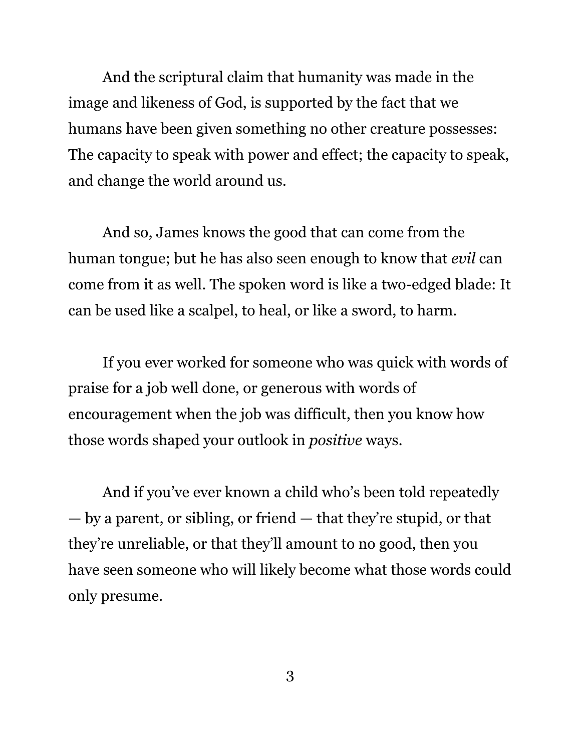And the scriptural claim that humanity was made in the image and likeness of God, is supported by the fact that we humans have been given something no other creature possesses: The capacity to speak with power and effect; the capacity to speak, and change the world around us.

And so, James knows the good that can come from the human tongue; but he has also seen enough to know that *evil* can come from it as well. The spoken word is like a two-edged blade: It can be used like a scalpel, to heal, or like a sword, to harm.

If you ever worked for someone who was quick with words of praise for a job well done, or generous with words of encouragement when the job was difficult, then you know how those words shaped your outlook in *positive* ways.

And if you've ever known a child who's been told repeatedly — by a parent, or sibling, or friend — that they're stupid, or that they're unreliable, or that they'll amount to no good, then you have seen someone who will likely become what those words could only presume.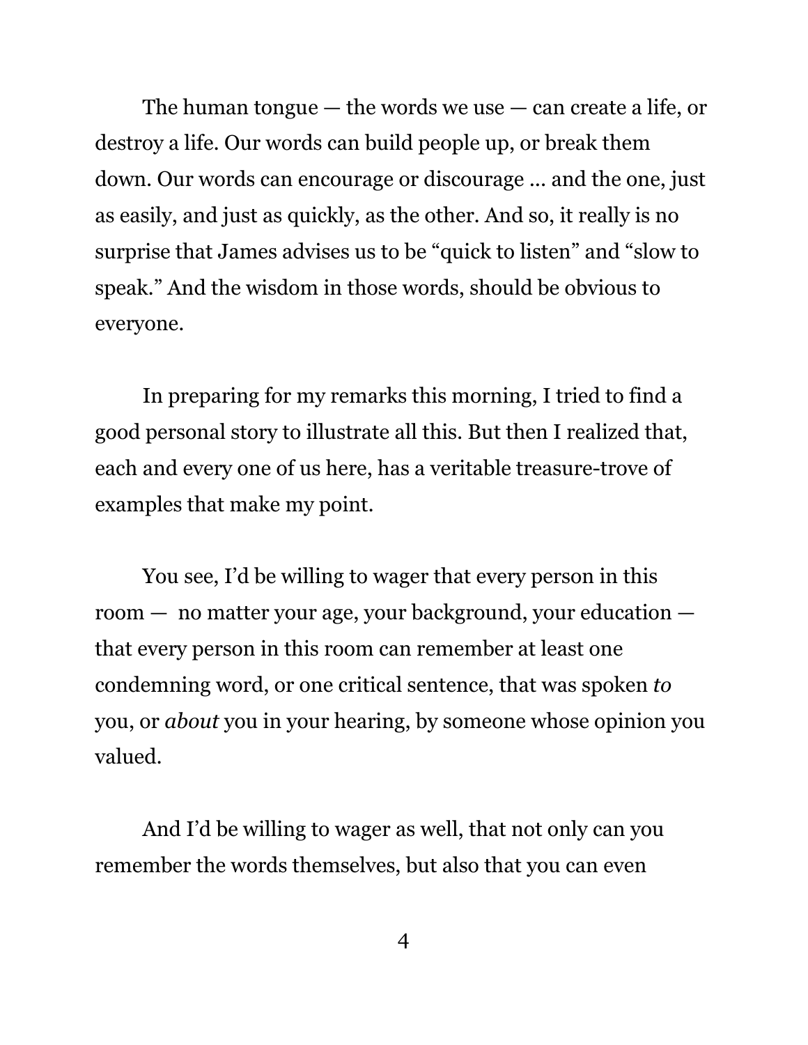The human tongue — the words we use — can create a life, or destroy a life. Our words can build people up, or break them down. Our words can encourage or discourage … and the one, just as easily, and just as quickly, as the other. And so, it really is no surprise that James advises us to be "quick to listen" and "slow to speak." And the wisdom in those words, should be obvious to everyone.

In preparing for my remarks this morning, I tried to find a good personal story to illustrate all this. But then I realized that, each and every one of us here, has a veritable treasure-trove of examples that make my point.

You see, I'd be willing to wager that every person in this room — no matter your age, your background, your education — that every person in this room can remember at least one condemning word, or one critical sentence, that was spoken *to* you, or *about* you in your hearing, by someone whose opinion you valued.

And I'd be willing to wager as well, that not only can you remember the words themselves, but also that you can even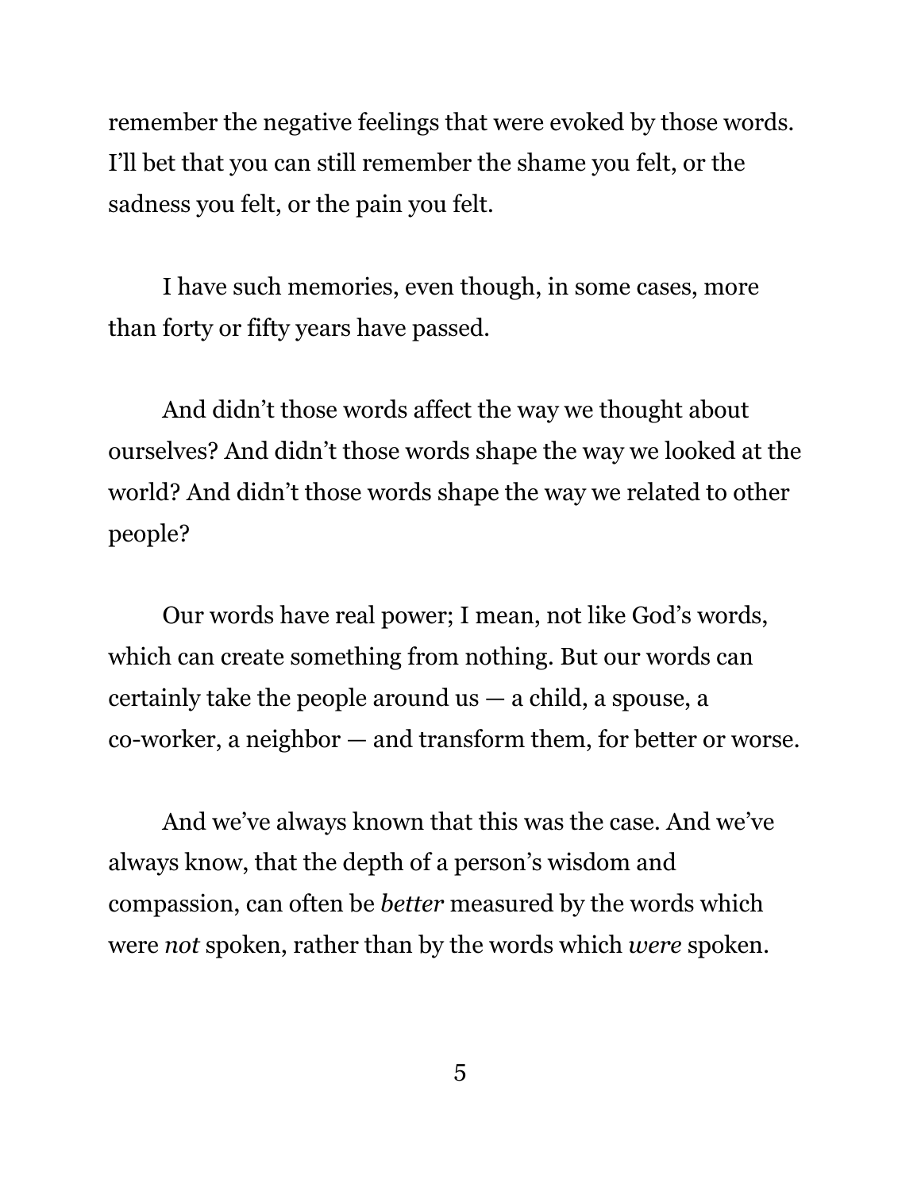remember the negative feelings that were evoked by those words. I'll bet that you can still remember the shame you felt, or the sadness you felt, or the pain you felt.

I have such memories, even though, in some cases, more than forty or fifty years have passed.

And didn't those words affect the way we thought about ourselves? And didn't those words shape the way we looked at the world? And didn't those words shape the way we related to other people?

Our words have real power; I mean, not like God's words, which can create something from nothing. But our words can certainly take the people around us — a child, a spouse, a co-worker, a neighbor — and transform them, for better or worse.

And we've always known that this was the case. And we've always know, that the depth of a person's wisdom and compassion, can often be *better* measured by the words which were *not* spoken, rather than by the words which *were* spoken.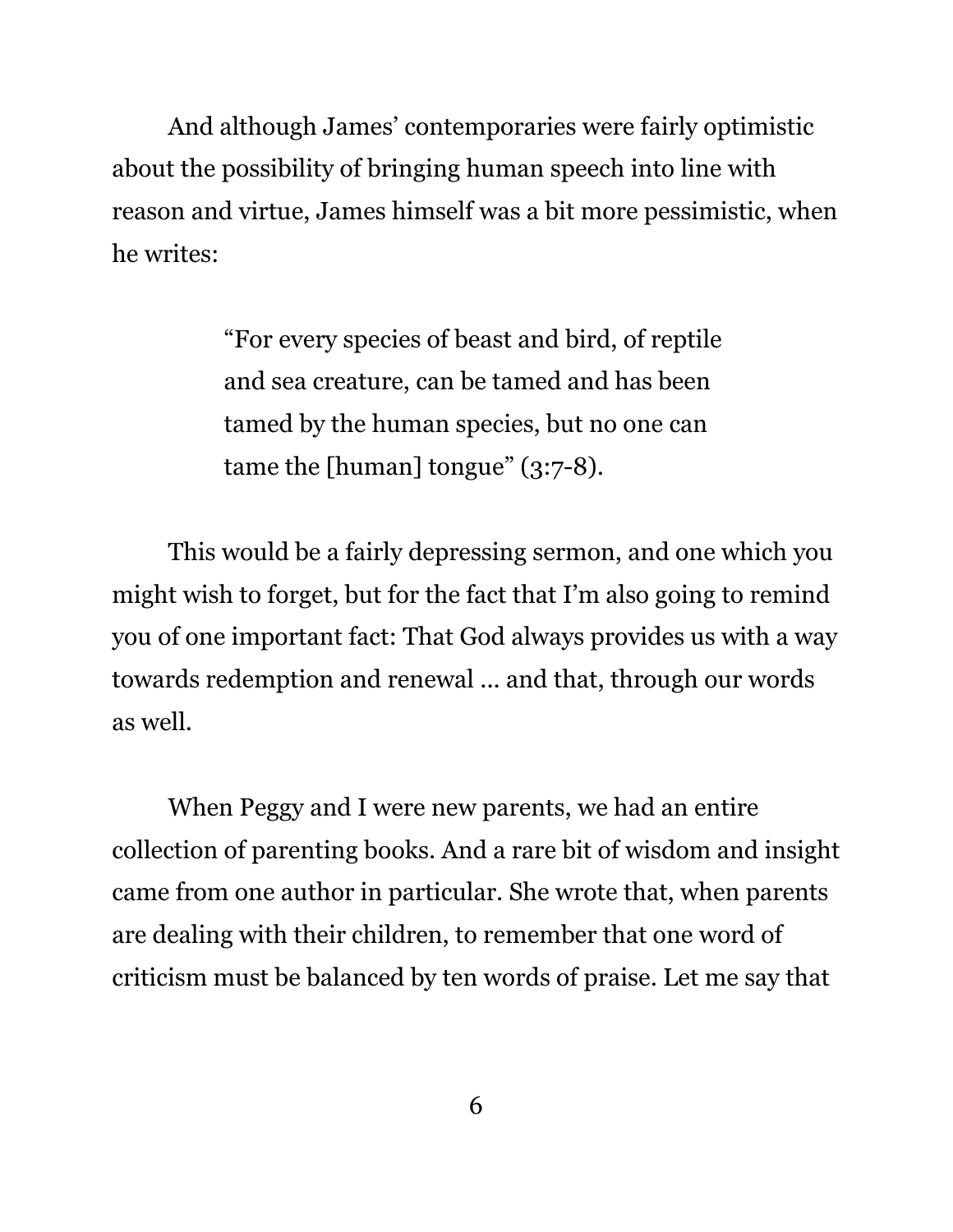And although James' contemporaries were fairly optimistic about the possibility of bringing human speech into line with reason and virtue, James himself was a bit more pessimistic, when he writes:

> "For every species of beast and bird, of reptile and sea creature, can be tamed and has been tamed by the human species, but no one can tame the [human] tongue" (3:7-8).

This would be a fairly depressing sermon, and one which you might wish to forget, but for the fact that I'm also going to remind you of one important fact: That God always provides us with a way towards redemption and renewal … and that, through our words as well.

When Peggy and I were new parents, we had an entire collection of parenting books. And a rare bit of wisdom and insight came from one author in particular. She wrote that, when parents are dealing with their children, to remember that one word of criticism must be balanced by ten words of praise. Let me say that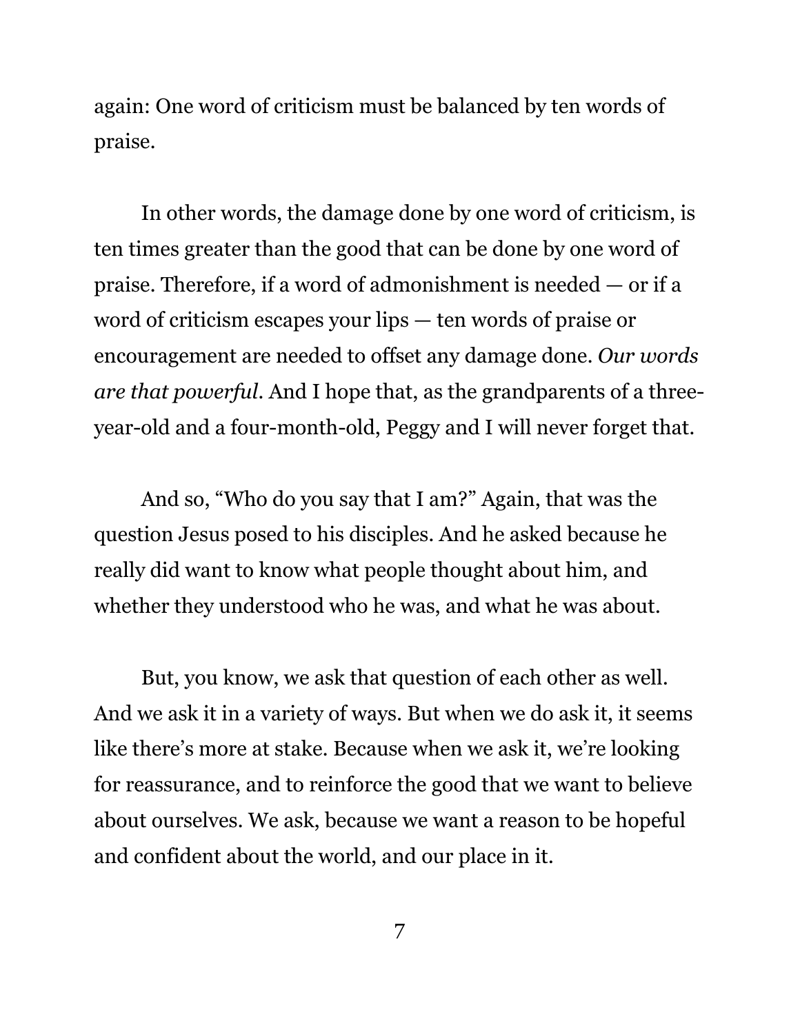again: One word of criticism must be balanced by ten words of praise.

In other words, the damage done by one word of criticism, is ten times greater than the good that can be done by one word of praise. Therefore, if a word of admonishment is needed — or if a word of criticism escapes your lips — ten words of praise or encouragement are needed to offset any damage done. *Our words are that powerful.* And I hope that, as the grandparents of a three-year-old and a four-month-old, Peggy and I will never forget that.

And so, "Who do you say that I am?" Again, that was the question Jesus posed to his disciples. And he asked because he really did want to know what people thought about him, and whether they understood who he was, and what he was about.

But, you know, we ask that question of each other as well. And we ask it in a variety of ways. But when we do ask it, it seems like there's more at stake. Because when we ask it, we're looking for reassurance, and to reinforce the good that we want to believe about ourselves. We ask, because we want a reason to be hopeful and confident about the world, and our place in it.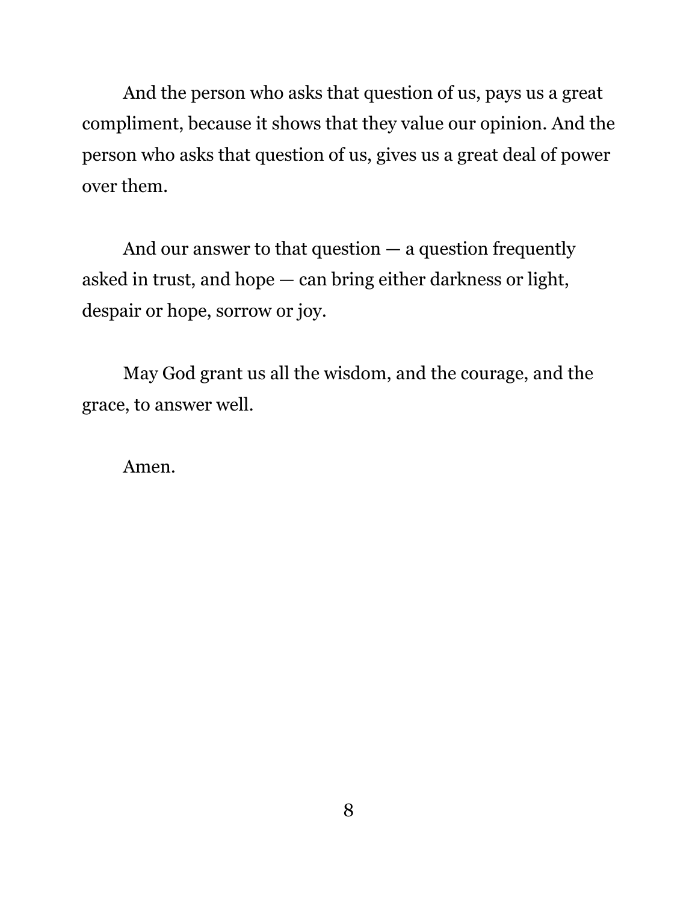And the person who asks that question of us, pays us a great compliment, because it shows that they value our opinion. And the person who asks that question of us, gives us a great deal of power over them.

And our answer to that question — a question frequently asked in trust, and hope — can bring either darkness or light, despair or hope, sorrow or joy.

May God grant us all the wisdom, and the courage, and the grace, to answer well.

Amen.